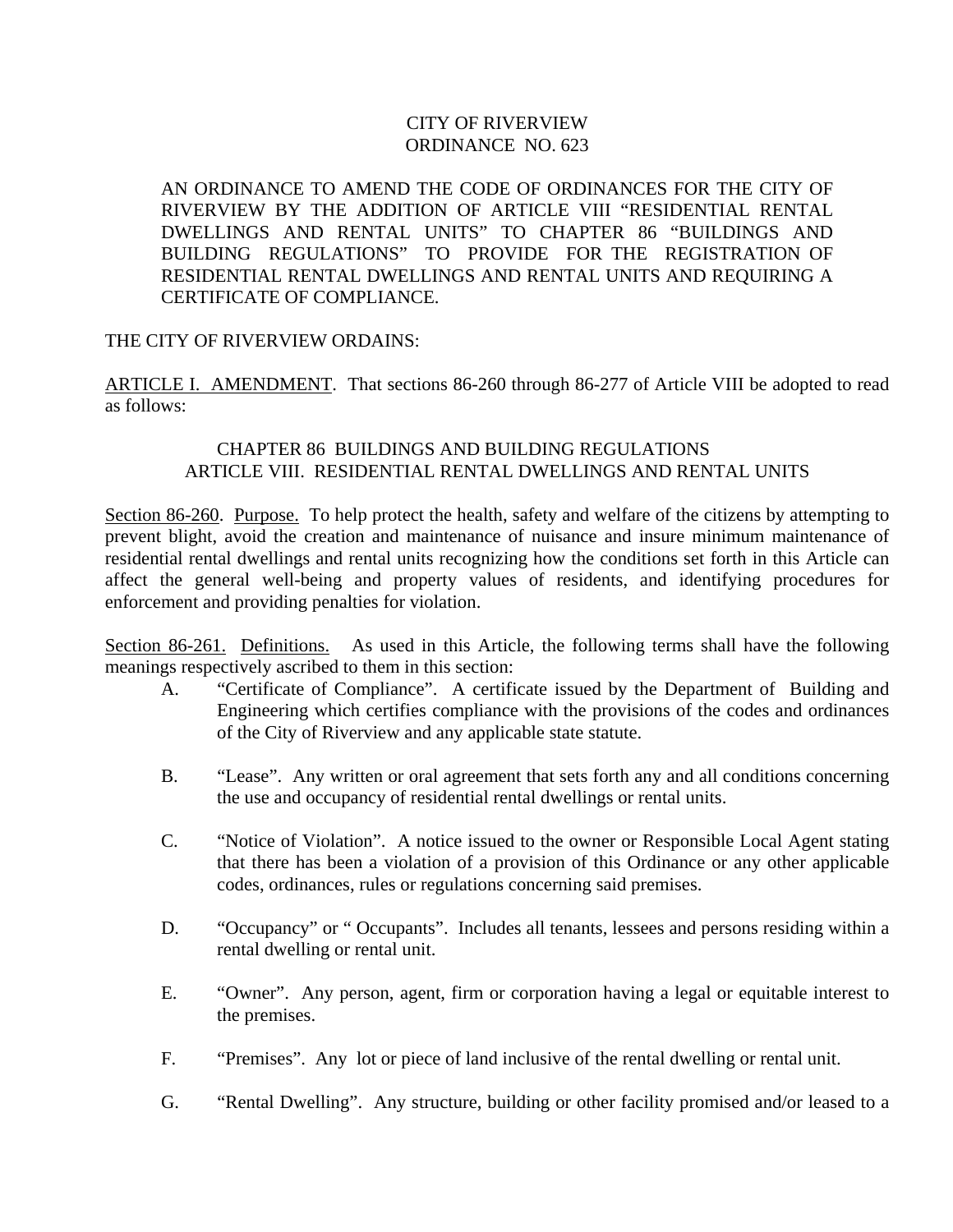CITY OF RIVERVIEW
ORDINANCE NO. 623

AN ORDINANCE TO AMEND THE CODE OF ORDINANCES FOR THE CITY OF RIVERVIEW BY THE ADDITION OF ARTICLE VIII "RESIDENTIAL RENTAL DWELLINGS AND RENTAL UNITS" TO CHAPTER 86 "BUILDINGS AND BUILDING REGULATIONS" TO PROVIDE FOR THE REGISTRATION OF RESIDENTIAL RENTAL DWELLINGS AND RENTAL UNITS AND REQUIRING A CERTIFICATE OF COMPLIANCE.

THE CITY OF RIVERVIEW ORDAINS:

ARTICLE I. AMENDMENT. That sections 86-260 through 86-277 of Article VIII be adopted to read as follows:

CHAPTER 86 BUILDINGS AND BUILDING REGULATIONS
ARTICLE VIII. RESIDENTIAL RENTAL DWELLINGS AND RENTAL UNITS

Section 86-260. Purpose. To help protect the health, safety and welfare of the citizens by attempting to prevent blight, avoid the creation and maintenance of nuisance and insure minimum maintenance of residential rental dwellings and rental units recognizing how the conditions set forth in this Article can affect the general well-being and property values of residents, and identifying procedures for enforcement and providing penalties for violation.

Section 86-261. Definitions. As used in this Article, the following terms shall have the following meanings respectively ascribed to them in this section:

A. "Certificate of Compliance". A certificate issued by the Department of Building and Engineering which certifies compliance with the provisions of the codes and ordinances of the City of Riverview and any applicable state statute.

B. "Lease". Any written or oral agreement that sets forth any and all conditions concerning the use and occupancy of residential rental dwellings or rental units.

C. "Notice of Violation". A notice issued to the owner or Responsible Local Agent stating that there has been a violation of a provision of this Ordinance or any other applicable codes, ordinances, rules or regulations concerning said premises.

D. "Occupancy" or " Occupants". Includes all tenants, lessees and persons residing within a rental dwelling or rental unit.

E. "Owner". Any person, agent, firm or corporation having a legal or equitable interest to the premises.

F. "Premises". Any lot or piece of land inclusive of the rental dwelling or rental unit.

G. "Rental Dwelling". Any structure, building or other facility promised and/or leased to a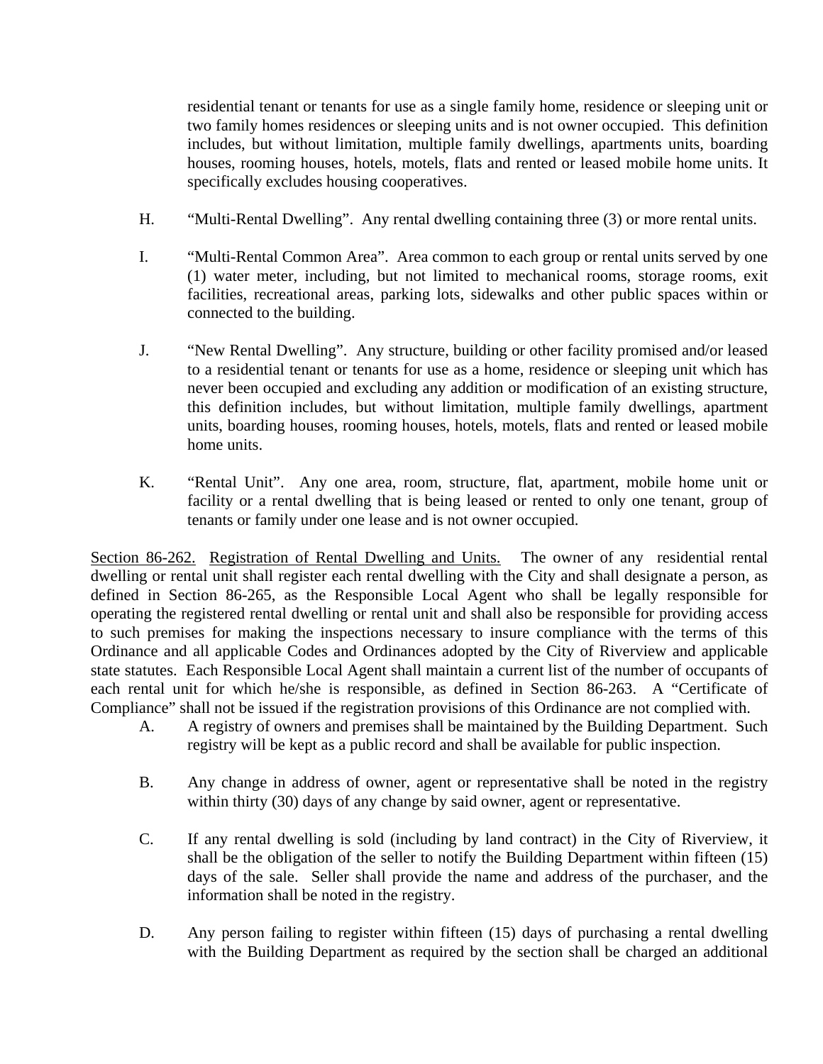residential tenant or tenants for use as a single family home, residence or sleeping unit or two family homes residences or sleeping units and is not owner occupied. This definition includes, but without limitation, multiple family dwellings, apartments units, boarding houses, rooming houses, hotels, motels, flats and rented or leased mobile home units. It specifically excludes housing cooperatives.

H. "Multi-Rental Dwelling". Any rental dwelling containing three (3) or more rental units.

I. "Multi-Rental Common Area". Area common to each group or rental units served by one (1) water meter, including, but not limited to mechanical rooms, storage rooms, exit facilities, recreational areas, parking lots, sidewalks and other public spaces within or connected to the building.

J. "New Rental Dwelling". Any structure, building or other facility promised and/or leased to a residential tenant or tenants for use as a home, residence or sleeping unit which has never been occupied and excluding any addition or modification of an existing structure, this definition includes, but without limitation, multiple family dwellings, apartment units, boarding houses, rooming houses, hotels, motels, flats and rented or leased mobile home units.

K. "Rental Unit". Any one area, room, structure, flat, apartment, mobile home unit or facility or a rental dwelling that is being leased or rented to only one tenant, group of tenants or family under one lease and is not owner occupied.

<u>Section 86-262.</u> <u>Registration of Rental Dwelling and Units.</u> The owner of any residential rental dwelling or rental unit shall register each rental dwelling with the City and shall designate a person, as defined in Section 86-265, as the Responsible Local Agent who shall be legally responsible for operating the registered rental dwelling or rental unit and shall also be responsible for providing access to such premises for making the inspections necessary to insure compliance with the terms of this Ordinance and all applicable Codes and Ordinances adopted by the City of Riverview and applicable state statutes. Each Responsible Local Agent shall maintain a current list of the number of occupants of each rental unit for which he/she is responsible, as defined in Section 86-263. A "Certificate of Compliance" shall not be issued if the registration provisions of this Ordinance are not complied with.

A. A registry of owners and premises shall be maintained by the Building Department. Such registry will be kept as a public record and shall be available for public inspection.

B. Any change in address of owner, agent or representative shall be noted in the registry within thirty (30) days of any change by said owner, agent or representative.

C. If any rental dwelling is sold (including by land contract) in the City of Riverview, it shall be the obligation of the seller to notify the Building Department within fifteen (15) days of the sale. Seller shall provide the name and address of the purchaser, and the information shall be noted in the registry.

D. Any person failing to register within fifteen (15) days of purchasing a rental dwelling with the Building Department as required by the section shall be charged an additional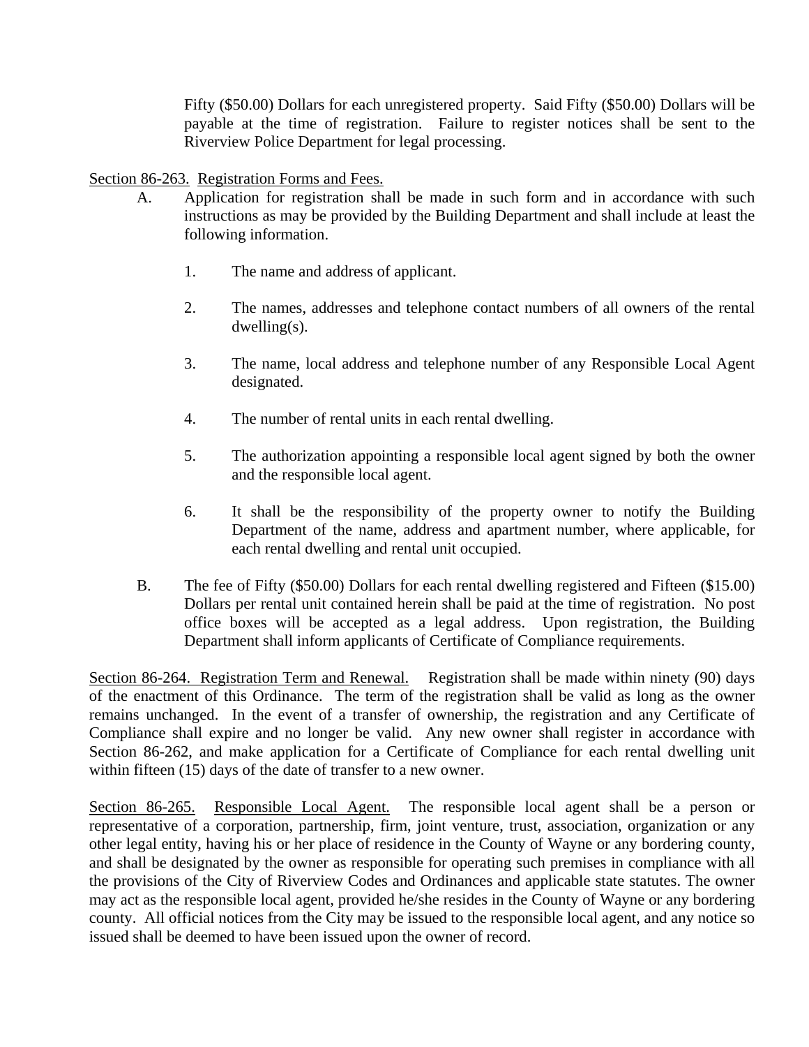Fifty ($50.00) Dollars for each unregistered property. Said Fifty ($50.00) Dollars will be payable at the time of registration. Failure to register notices shall be sent to the Riverview Police Department for legal processing.

<u>Section 86-263.</u> <u>Registration Forms and Fees.</u>

A. Application for registration shall be made in such form and in accordance with such instructions as may be provided by the Building Department and shall include at least the following information.

   1. The name and address of applicant.

   2. The names, addresses and telephone contact numbers of all owners of the rental dwelling(s).

   3. The name, local address and telephone number of any Responsible Local Agent designated.

   4. The number of rental units in each rental dwelling.

   5. The authorization appointing a responsible local agent signed by both the owner and the responsible local agent.

   6. It shall be the responsibility of the property owner to notify the Building Department of the name, address and apartment number, where applicable, for each rental dwelling and rental unit occupied.

B. The fee of Fifty ($50.00) Dollars for each rental dwelling registered and Fifteen ($15.00) Dollars per rental unit contained herein shall be paid at the time of registration. No post office boxes will be accepted as a legal address. Upon registration, the Building Department shall inform applicants of Certificate of Compliance requirements.

<u>Section 86-264. Registration Term and Renewal.</u> Registration shall be made within ninety (90) days of the enactment of this Ordinance. The term of the registration shall be valid as long as the owner remains unchanged. In the event of a transfer of ownership, the registration and any Certificate of Compliance shall expire and no longer be valid. Any new owner shall register in accordance with Section 86-262, and make application for a Certificate of Compliance for each rental dwelling unit within fifteen (15) days of the date of transfer to a new owner.

<u>Section 86-265.</u> <u>Responsible Local Agent.</u> The responsible local agent shall be a person or representative of a corporation, partnership, firm, joint venture, trust, association, organization or any other legal entity, having his or her place of residence in the County of Wayne or any bordering county, and shall be designated by the owner as responsible for operating such premises in compliance with all the provisions of the City of Riverview Codes and Ordinances and applicable state statutes. The owner may act as the responsible local agent, provided he/she resides in the County of Wayne or any bordering county. All official notices from the City may be issued to the responsible local agent, and any notice so issued shall be deemed to have been issued upon the owner of record.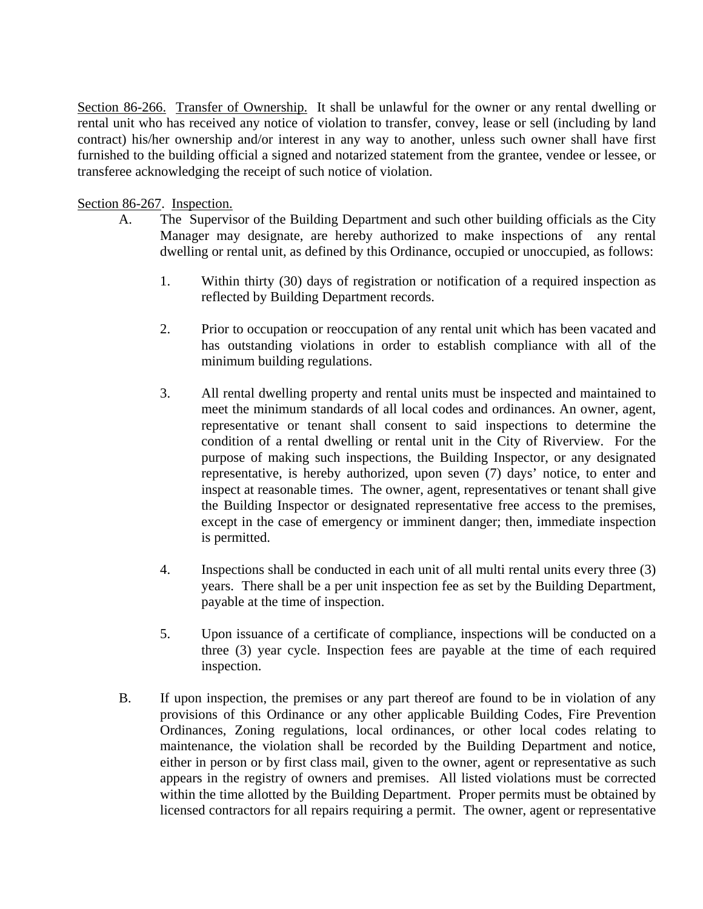<u>Section 86-266.</u> <u>Transfer of Ownership.</u> It shall be unlawful for the owner or any rental dwelling or rental unit who has received any notice of violation to transfer, convey, lease or sell (including by land contract) his/her ownership and/or interest in any way to another, unless such owner shall have first furnished to the building official a signed and notarized statement from the grantee, vendee or lessee, or transferee acknowledging the receipt of such notice of violation.

<u>Section 86-267</u>. <u>Inspection.</u>

A. The Supervisor of the Building Department and such other building officials as the City Manager may designate, are hereby authorized to make inspections of any rental dwelling or rental unit, as defined by this Ordinance, occupied or unoccupied, as follows:

   1. Within thirty (30) days of registration or notification of a required inspection as reflected by Building Department records.

   2. Prior to occupation or reoccupation of any rental unit which has been vacated and has outstanding violations in order to establish compliance with all of the minimum building regulations.

   3. All rental dwelling property and rental units must be inspected and maintained to meet the minimum standards of all local codes and ordinances. An owner, agent, representative or tenant shall consent to said inspections to determine the condition of a rental dwelling or rental unit in the City of Riverview. For the purpose of making such inspections, the Building Inspector, or any designated representative, is hereby authorized, upon seven (7) days' notice, to enter and inspect at reasonable times. The owner, agent, representatives or tenant shall give the Building Inspector or designated representative free access to the premises, except in the case of emergency or imminent danger; then, immediate inspection is permitted.

   4. Inspections shall be conducted in each unit of all multi rental units every three (3) years. There shall be a per unit inspection fee as set by the Building Department, payable at the time of inspection.

   5. Upon issuance of a certificate of compliance, inspections will be conducted on a three (3) year cycle. Inspection fees are payable at the time of each required inspection.

B. If upon inspection, the premises or any part thereof are found to be in violation of any provisions of this Ordinance or any other applicable Building Codes, Fire Prevention Ordinances, Zoning regulations, local ordinances, or other local codes relating to maintenance, the violation shall be recorded by the Building Department and notice, either in person or by first class mail, given to the owner, agent or representative as such appears in the registry of owners and premises. All listed violations must be corrected within the time allotted by the Building Department. Proper permits must be obtained by licensed contractors for all repairs requiring a permit. The owner, agent or representative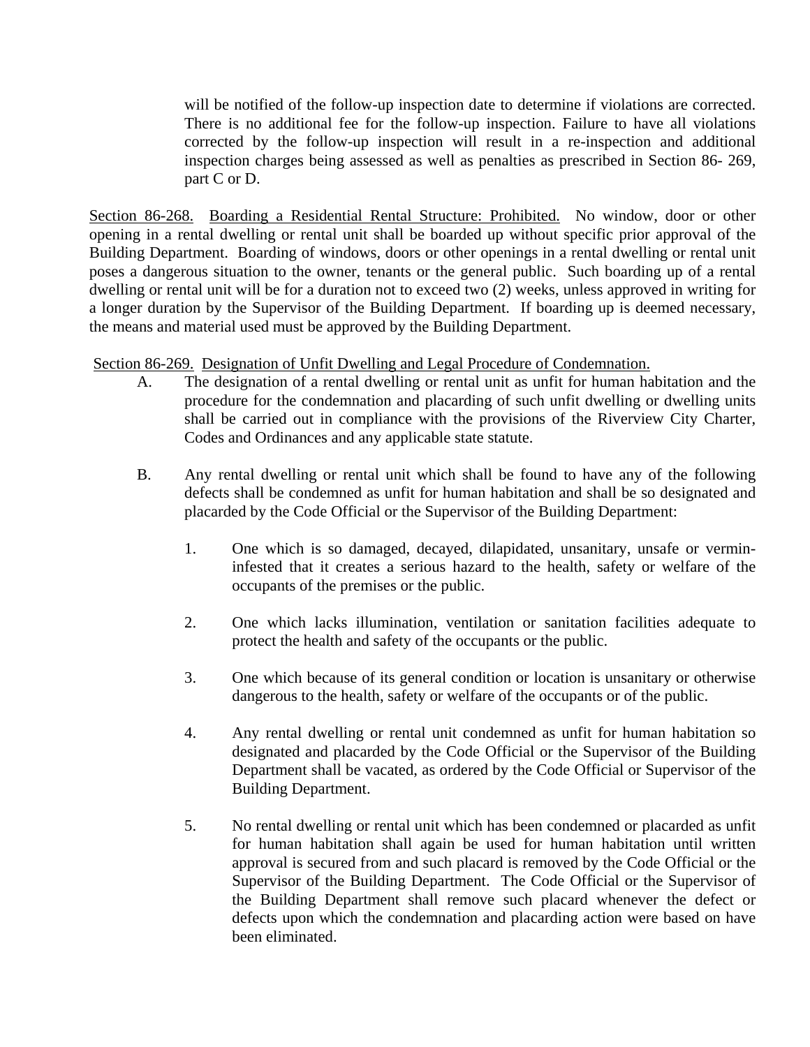will be notified of the follow-up inspection date to determine if violations are corrected. There is no additional fee for the follow-up inspection. Failure to have all violations corrected by the follow-up inspection will result in a re-inspection and additional inspection charges being assessed as well as penalties as prescribed in Section 86- 269, part C or D.

<u>Section 86-268.</u> <u>Boarding a Residential Rental Structure: Prohibited.</u> No window, door or other opening in a rental dwelling or rental unit shall be boarded up without specific prior approval of the Building Department. Boarding of windows, doors or other openings in a rental dwelling or rental unit poses a dangerous situation to the owner, tenants or the general public. Such boarding up of a rental dwelling or rental unit will be for a duration not to exceed two (2) weeks, unless approved in writing for a longer duration by the Supervisor of the Building Department. If boarding up is deemed necessary, the means and material used must be approved by the Building Department.

<u>Section 86-269.</u> <u>Designation of Unfit Dwelling and Legal Procedure of Condemnation.</u>

A. The designation of a rental dwelling or rental unit as unfit for human habitation and the procedure for the condemnation and placarding of such unfit dwelling or dwelling units shall be carried out in compliance with the provisions of the Riverview City Charter, Codes and Ordinances and any applicable state statute.

B. Any rental dwelling or rental unit which shall be found to have any of the following defects shall be condemned as unfit for human habitation and shall be so designated and placarded by the Code Official or the Supervisor of the Building Department:

1. One which is so damaged, decayed, dilapidated, unsanitary, unsafe or vermin-infested that it creates a serious hazard to the health, safety or welfare of the occupants of the premises or the public.

2. One which lacks illumination, ventilation or sanitation facilities adequate to protect the health and safety of the occupants or the public.

3. One which because of its general condition or location is unsanitary or otherwise dangerous to the health, safety or welfare of the occupants or of the public.

4. Any rental dwelling or rental unit condemned as unfit for human habitation so designated and placarded by the Code Official or the Supervisor of the Building Department shall be vacated, as ordered by the Code Official or Supervisor of the Building Department.

5. No rental dwelling or rental unit which has been condemned or placarded as unfit for human habitation shall again be used for human habitation until written approval is secured from and such placard is removed by the Code Official or the Supervisor of the Building Department. The Code Official or the Supervisor of the Building Department shall remove such placard whenever the defect or defects upon which the condemnation and placarding action were based on have been eliminated.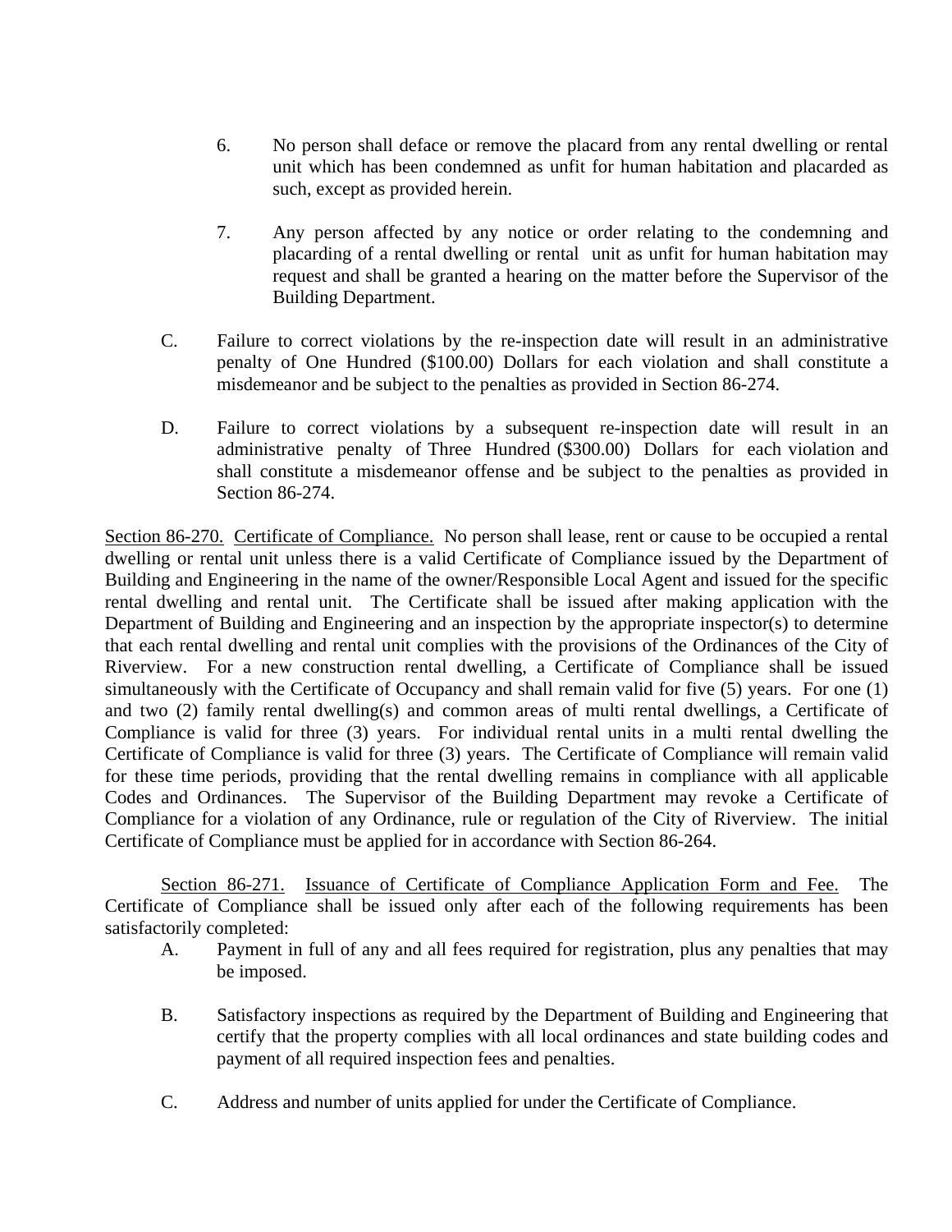6. No person shall deface or remove the placard from any rental dwelling or rental unit which has been condemned as unfit for human habitation and placarded as such, except as provided herein.

7. Any person affected by any notice or order relating to the condemning and placarding of a rental dwelling or rental unit as unfit for human habitation may request and shall be granted a hearing on the matter before the Supervisor of the Building Department.

C. Failure to correct violations by the re-inspection date will result in an administrative penalty of One Hundred ($100.00) Dollars for each violation and shall constitute a misdemeanor and be subject to the penalties as provided in Section 86-274.

D. Failure to correct violations by a subsequent re-inspection date will result in an administrative penalty of Three Hundred ($300.00) Dollars for each violation and shall constitute a misdemeanor offense and be subject to the penalties as provided in Section 86-274.

<u>Section 86-270.</u> <u>Certificate of Compliance.</u> No person shall lease, rent or cause to be occupied a rental dwelling or rental unit unless there is a valid Certificate of Compliance issued by the Department of Building and Engineering in the name of the owner/Responsible Local Agent and issued for the specific rental dwelling and rental unit. The Certificate shall be issued after making application with the Department of Building and Engineering and an inspection by the appropriate inspector(s) to determine that each rental dwelling and rental unit complies with the provisions of the Ordinances of the City of Riverview. For a new construction rental dwelling, a Certificate of Compliance shall be issued simultaneously with the Certificate of Occupancy and shall remain valid for five (5) years. For one (1) and two (2) family rental dwelling(s) and common areas of multi rental dwellings, a Certificate of Compliance is valid for three (3) years. For individual rental units in a multi rental dwelling the Certificate of Compliance is valid for three (3) years. The Certificate of Compliance will remain valid for these time periods, providing that the rental dwelling remains in compliance with all applicable Codes and Ordinances. The Supervisor of the Building Department may revoke a Certificate of Compliance for a violation of any Ordinance, rule or regulation of the City of Riverview. The initial Certificate of Compliance must be applied for in accordance with Section 86-264.

<u>Section 86-271.</u> <u>Issuance of Certificate of Compliance Application Form and Fee.</u> The Certificate of Compliance shall be issued only after each of the following requirements has been satisfactorily completed:

A. Payment in full of any and all fees required for registration, plus any penalties that may be imposed.

B. Satisfactory inspections as required by the Department of Building and Engineering that certify that the property complies with all local ordinances and state building codes and payment of all required inspection fees and penalties.

C. Address and number of units applied for under the Certificate of Compliance.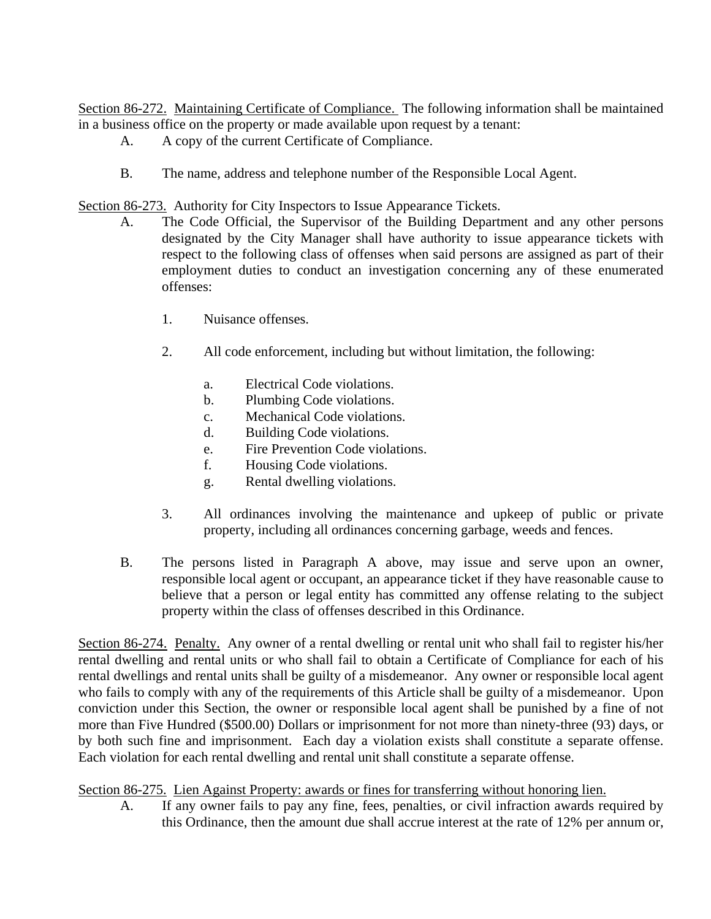<u>Section 86-272.</u> <u>Maintaining Certificate of Compliance.</u> The following information shall be maintained in a business office on the property or made available upon request by a tenant:

A. A copy of the current Certificate of Compliance.

B. The name, address and telephone number of the Responsible Local Agent.

<u>Section 86-273.</u> Authority for City Inspectors to Issue Appearance Tickets.

A. The Code Official, the Supervisor of the Building Department and any other persons designated by the City Manager shall have authority to issue appearance tickets with respect to the following class of offenses when said persons are assigned as part of their employment duties to conduct an investigation concerning any of these enumerated offenses:

1. Nuisance offenses.

2. All code enforcement, including but without limitation, the following:

    a. Electrical Code violations.
    b. Plumbing Code violations.
    c. Mechanical Code violations.
    d. Building Code violations.
    e. Fire Prevention Code violations.
    f. Housing Code violations.
    g. Rental dwelling violations.

3. All ordinances involving the maintenance and upkeep of public or private property, including all ordinances concerning garbage, weeds and fences.

B. The persons listed in Paragraph A above, may issue and serve upon an owner, responsible local agent or occupant, an appearance ticket if they have reasonable cause to believe that a person or legal entity has committed any offense relating to the subject property within the class of offenses described in this Ordinance.

<u>Section 86-274.</u> <u>Penalty.</u> Any owner of a rental dwelling or rental unit who shall fail to register his/her rental dwelling and rental units or who shall fail to obtain a Certificate of Compliance for each of his rental dwellings and rental units shall be guilty of a misdemeanor. Any owner or responsible local agent who fails to comply with any of the requirements of this Article shall be guilty of a misdemeanor. Upon conviction under this Section, the owner or responsible local agent shall be punished by a fine of not more than Five Hundred ($500.00) Dollars or imprisonment for not more than ninety-three (93) days, or by both such fine and imprisonment. Each day a violation exists shall constitute a separate offense. Each violation for each rental dwelling and rental unit shall constitute a separate offense.

<u>Section 86-275.</u> <u>Lien Against Property: awards or fines for transferring without honoring lien.</u>

A. If any owner fails to pay any fine, fees, penalties, or civil infraction awards required by this Ordinance, then the amount due shall accrue interest at the rate of 12% per annum or,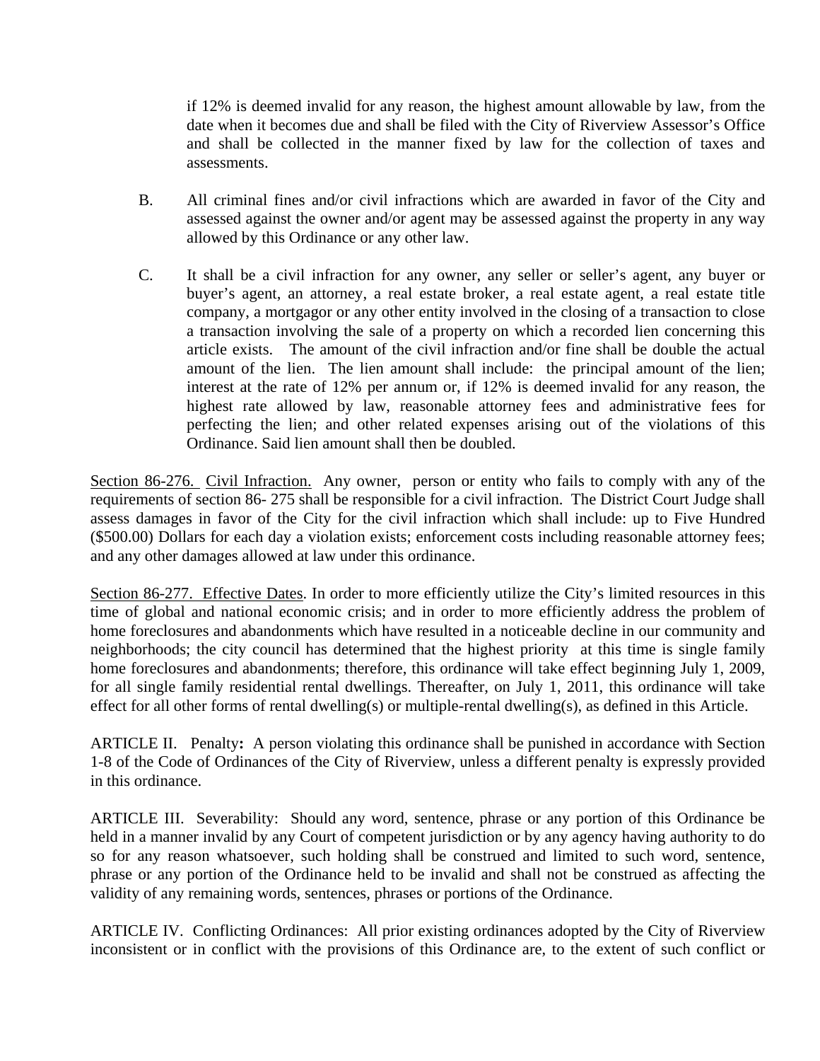if 12% is deemed invalid for any reason, the highest amount allowable by law, from the date when it becomes due and shall be filed with the City of Riverview Assessor's Office and shall be collected in the manner fixed by law for the collection of taxes and assessments.

B. All criminal fines and/or civil infractions which are awarded in favor of the City and assessed against the owner and/or agent may be assessed against the property in any way allowed by this Ordinance or any other law.

C. It shall be a civil infraction for any owner, any seller or seller's agent, any buyer or buyer's agent, an attorney, a real estate broker, a real estate agent, a real estate title company, a mortgagor or any other entity involved in the closing of a transaction to close a transaction involving the sale of a property on which a recorded lien concerning this article exists. The amount of the civil infraction and/or fine shall be double the actual amount of the lien. The lien amount shall include: the principal amount of the lien; interest at the rate of 12% per annum or, if 12% is deemed invalid for any reason, the highest rate allowed by law, reasonable attorney fees and administrative fees for perfecting the lien; and other related expenses arising out of the violations of this Ordinance. Said lien amount shall then be doubled.

Section 86-276. Civil Infraction. Any owner, person or entity who fails to comply with any of the requirements of section 86- 275 shall be responsible for a civil infraction. The District Court Judge shall assess damages in favor of the City for the civil infraction which shall include: up to Five Hundred ($500.00) Dollars for each day a violation exists; enforcement costs including reasonable attorney fees; and any other damages allowed at law under this ordinance.

Section 86-277. Effective Dates. In order to more efficiently utilize the City's limited resources in this time of global and national economic crisis; and in order to more efficiently address the problem of home foreclosures and abandonments which have resulted in a noticeable decline in our community and neighborhoods; the city council has determined that the highest priority at this time is single family home foreclosures and abandonments; therefore, this ordinance will take effect beginning July 1, 2009, for all single family residential rental dwellings. Thereafter, on July 1, 2011, this ordinance will take effect for all other forms of rental dwelling(s) or multiple-rental dwelling(s), as defined in this Article.

ARTICLE II. Penalty**:** A person violating this ordinance shall be punished in accordance with Section 1-8 of the Code of Ordinances of the City of Riverview, unless a different penalty is expressly provided in this ordinance.

ARTICLE III. Severability: Should any word, sentence, phrase or any portion of this Ordinance be held in a manner invalid by any Court of competent jurisdiction or by any agency having authority to do so for any reason whatsoever, such holding shall be construed and limited to such word, sentence, phrase or any portion of the Ordinance held to be invalid and shall not be construed as affecting the validity of any remaining words, sentences, phrases or portions of the Ordinance.

ARTICLE IV. Conflicting Ordinances: All prior existing ordinances adopted by the City of Riverview inconsistent or in conflict with the provisions of this Ordinance are, to the extent of such conflict or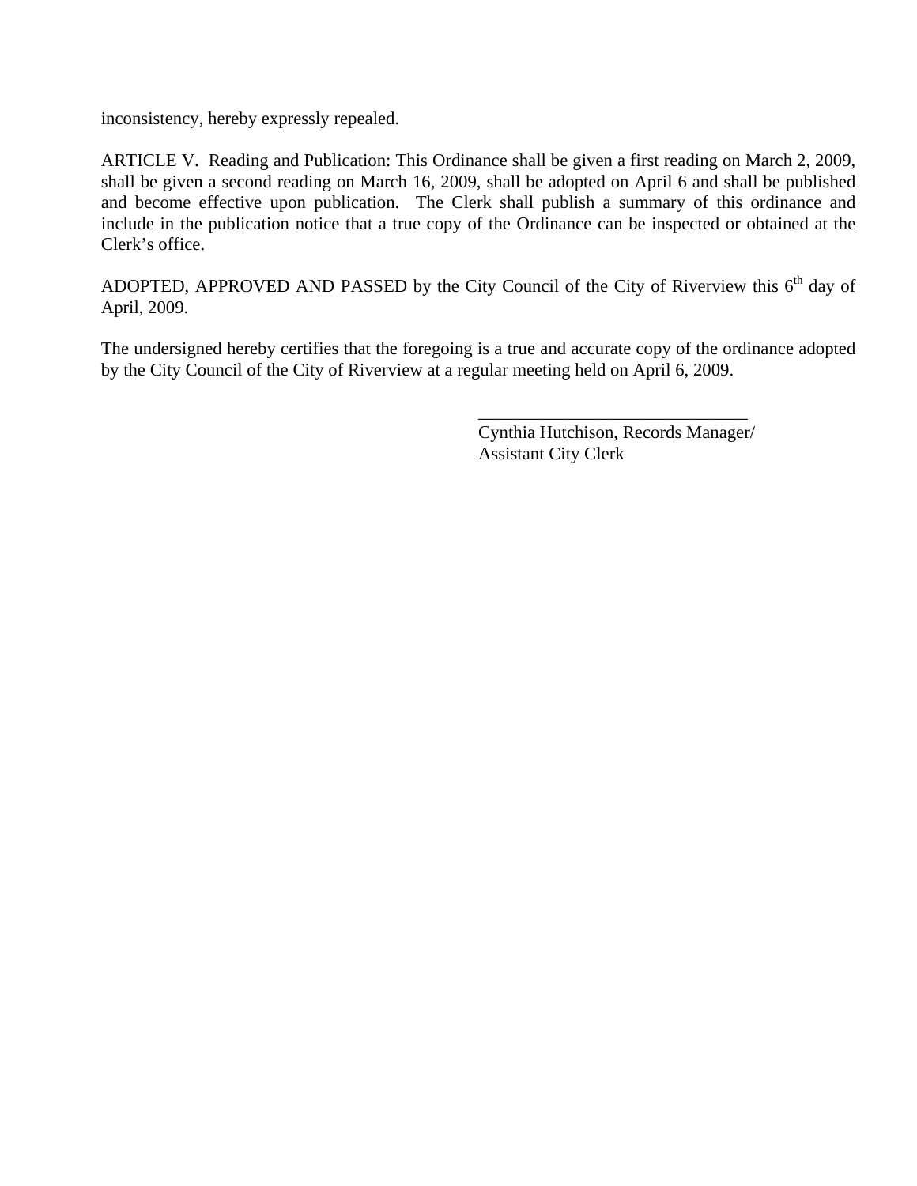inconsistency, hereby expressly repealed.

ARTICLE V. Reading and Publication: This Ordinance shall be given a first reading on March 2, 2009, shall be given a second reading on March 16, 2009, shall be adopted on April 6 and shall be published and become effective upon publication. The Clerk shall publish a summary of this ordinance and include in the publication notice that a true copy of the Ordinance can be inspected or obtained at the Clerk's office.

ADOPTED, APPROVED AND PASSED by the City Council of the City of Riverview this 6th day of April, 2009.

The undersigned hereby certifies that the foregoing is a true and accurate copy of the ordinance adopted by the City Council of the City of Riverview at a regular meeting held on April 6, 2009.

\_\_\_\_\_\_\_\_\_\_\_\_\_\_\_\_\_\_\_\_\_\_\_\_\_\_\_\_\_\_

Cynthia Hutchison, Records Manager/
Assistant City Clerk